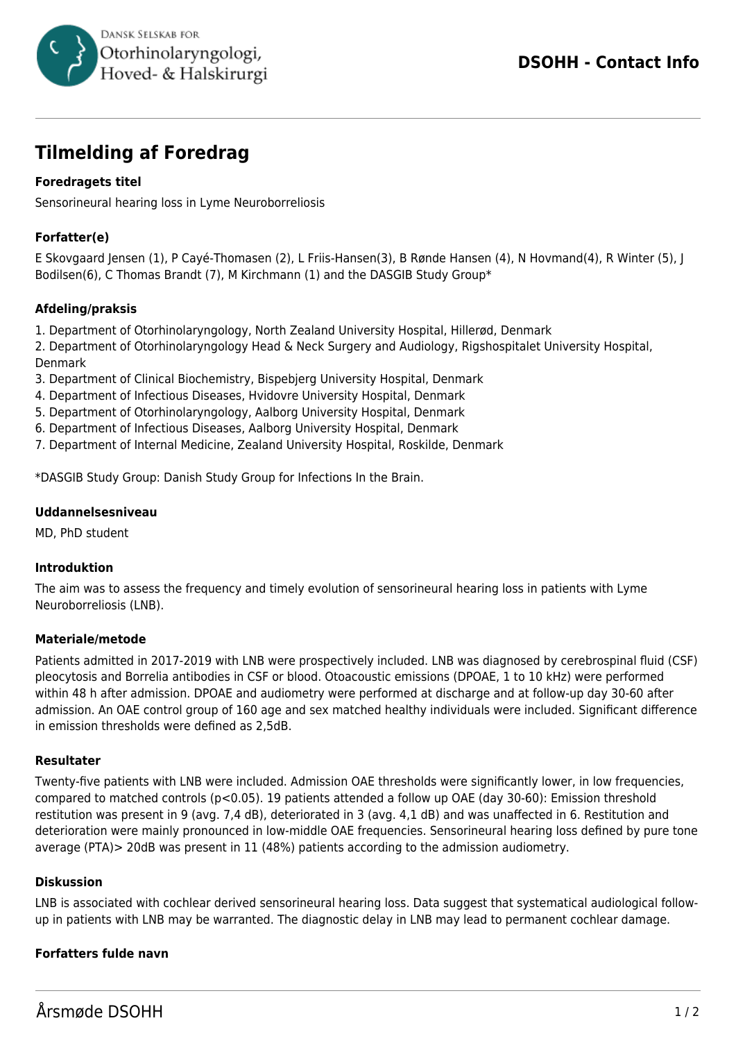# Tilmelding af Foredrag

### Foredragets titel

Sensorineural hearing loss in Lyme Neuroborreliosis

### Forfatter(e)

E Skovgaard Jensen (1), P Cayé-Thomasen (2), L Friis-Hansen(3), B Rønde Hansen (4), N Hovmand(4), R Winter (5), J Bodilsen(6), C Thomas Brandt (7), M Kirchmann (1) and the DASGIB Study Group*

### Afdeling/praksis

1. Department of Otorhinolaryngology, North Zealand University Hospital, Hillerød, Denmark
2. Department of Otorhinolaryngology Head & Neck Surgery and Audiology, Rigshospitalet University Hospital, Denmark
3. Department of Clinical Biochemistry, Bispebjerg University Hospital, Denmark
4. Department of Infectious Diseases, Hvidovre University Hospital, Denmark
5. Department of Otorhinolaryngology, Aalborg University Hospital, Denmark
6. Department of Infectious Diseases, Aalborg University Hospital, Denmark
7. Department of Internal Medicine, Zealand University Hospital, Roskilde, Denmark

*DASGIB Study Group: Danish Study Group for Infections In the Brain.

### Uddannelsesniveau

MD, PhD student

### Introduktion

The aim was to assess the frequency and timely evolution of sensorineural hearing loss in patients with Lyme Neuroborreliosis (LNB).

### Materiale/metode

Patients admitted in 2017-2019 with LNB were prospectively included. LNB was diagnosed by cerebrospinal fluid (CSF) pleocytosis and Borrelia antibodies in CSF or blood. Otoacoustic emissions (DPOAE, 1 to 10 kHz) were performed within 48 h after admission. DPOAE and audiometry were performed at discharge and at follow-up day 30-60 after admission. An OAE control group of 160 age and sex matched healthy individuals were included. Significant difference in emission thresholds were defined as 2,5dB.

### Resultater

Twenty-five patients with LNB were included. Admission OAE thresholds were significantly lower, in low frequencies, compared to matched controls ($p<0.05$). 19 patients attended a follow up OAE (day 30-60): Emission threshold restitution was present in 9 (avg. 7,4 dB), deteriorated in 3 (avg. 4,1 dB) and was unaffected in 6. Restitution and deterioration were mainly pronounced in low-middle OAE frequencies. Sensorineural hearing loss defined by pure tone average (PTA)> 20dB was present in 11 (48%) patients according to the admission audiometry.

### Diskussion

LNB is associated with cochlear derived sensorineural hearing loss. Data suggest that systematical audiological follow-up in patients with LNB may be warranted. The diagnostic delay in LNB may lead to permanent cochlear damage.

### Forfatters fulde navn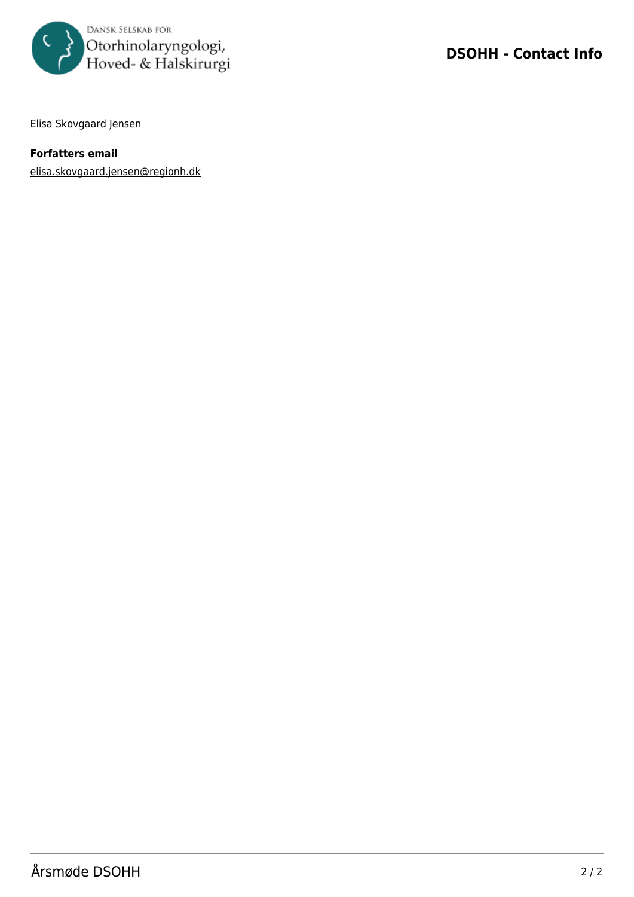Elisa Skovgaard Jensen

**Forfatters email**

elisa.skovgaard.jensen@regionh.dk